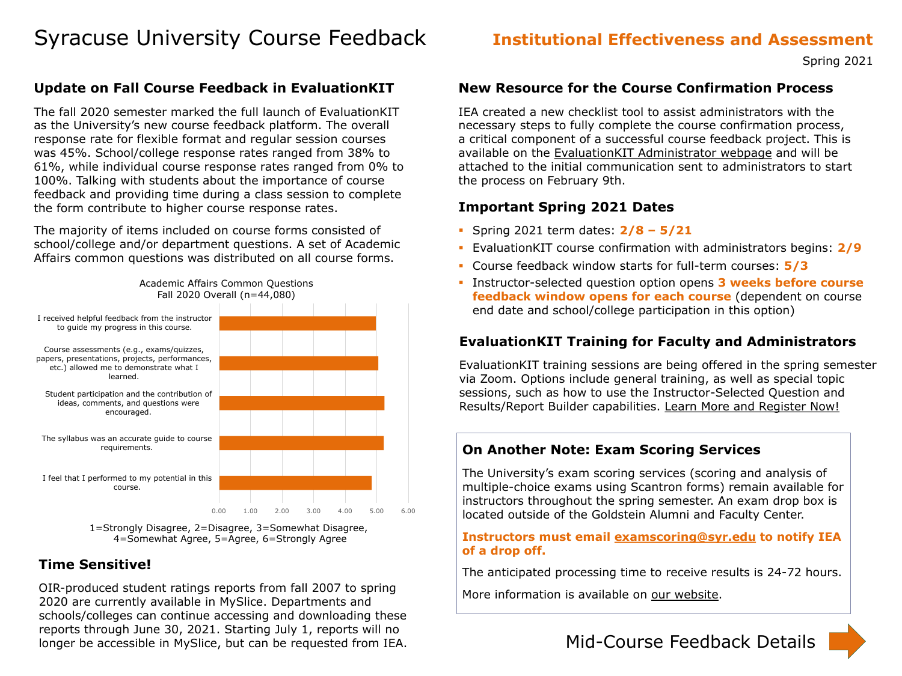# Syracuse University Course Feedback

**Institutional Effectiveness and Assessment**

Spring 2021

## Update on Fall Course Feedback in EvaluationKIT

The fall 2020 semester marked the full launch of EvaluationKIT as the University's new course feedback platform. The overall response rate for flexible format and regular session courses was 45%. School/college response rates ranged from 38% to 61%, while individual course response rates ranged from 0% to 100%. Talking with students about the importance of course feedback and providing time during a class session to complete the form contribute to higher course response rates.

The majority of items included on course forms consisted of school/college and/or department questions. A set of Academic Affairs common questions was distributed on all course forms.

Academic Affairs Common Questions
Fall 2020 Overall (n=44,080)

- I received helpful feedback from the instructor to guide my progress in this course.
- Course assessments (e.g., exams/quizzes, papers, presentations, projects, performances, etc.) allowed me to demonstrate what I learned.
- Student participation and the contribution of ideas, comments, and questions were encouraged.
- The syllabus was an accurate guide to course requirements.
- I feel that I performed to my potential in this course.

0.00 1.00 2.00 3.00 4.00 5.00 6.00

1=Strongly Disagree, 2=Disagree, 3=Somewhat Disagree, 4=Somewhat Agree, 5=Agree, 6=Strongly Agree

## Time Sensitive!

OIR-produced student ratings reports from fall 2007 to spring 2020 are currently available in MySlice. Departments and schools/colleges can continue accessing and downloading these reports through June 30, 2021. Starting July 1, reports will no longer be accessible in MySlice, but can be requested from IEA.

## New Resource for the Course Confirmation Process

IEA created a new checklist tool to assist administrators with the necessary steps to fully complete the course confirmation process, a critical component of a successful course feedback project. This is available on the EvaluationKIT Administrator webpage and will be attached to the initial communication sent to administrators to start the process on February 9th.

## Important Spring 2021 Dates

- Spring 2021 term dates: **2/8 – 5/21**
- EvaluationKIT course confirmation with administrators begins: **2/9**
- Course feedback window starts for full-term courses: **5/3**
- Instructor-selected question option opens **3 weeks before course feedback window opens for each course** (dependent on course end date and school/college participation in this option)

## EvaluationKIT Training for Faculty and Administrators

EvaluationKIT training sessions are being offered in the spring semester via Zoom. Options include general training, as well as special topic sessions, such as how to use the Instructor-Selected Question and Results/Report Builder capabilities. Learn More and Register Now!

## On Another Note: Exam Scoring Services

The University's exam scoring services (scoring and analysis of multiple-choice exams using Scantron forms) remain available for instructors throughout the spring semester. An exam drop box is located outside of the Goldstein Alumni and Faculty Center.

**Instructors must email examscoring@syr.edu to notify IEA of a drop off.**

The anticipated processing time to receive results is 24-72 hours.

More information is available on our website.

Mid-Course Feedback Details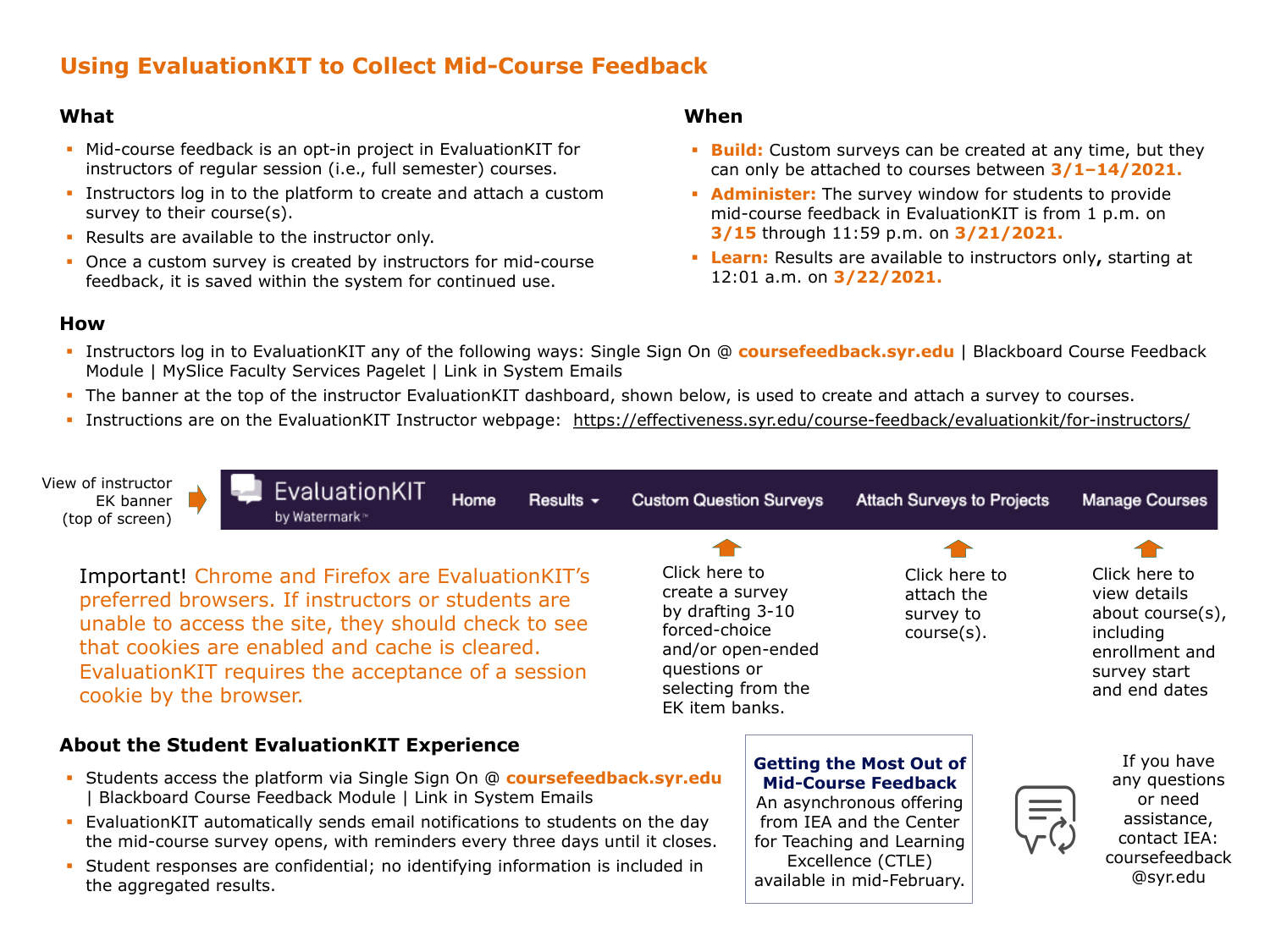# Using EvaluationKIT to Collect Mid-Course Feedback

## What

- Mid-course feedback is an opt-in project in EvaluationKIT for instructors of regular session (i.e., full semester) courses.
- Instructors log in to the platform to create and attach a custom survey to their course(s).
- Results are available to the instructor only.
- Once a custom survey is created by instructors for mid-course feedback, it is saved within the system for continued use.

## When

- **Build:** Custom surveys can be created at any time, but they can only be attached to courses between **3/1–14/2021.**
- **Administer:** The survey window for students to provide mid-course feedback in EvaluationKIT is from 1 p.m. on **3/15** through 11:59 p.m. on **3/21/2021.**
- **Learn:** Results are available to instructors only**,** starting at 12:01 a.m. on **3/22/2021.**

## How

- Instructors log in to EvaluationKIT any of the following ways: Single Sign On @ **coursefeedback.syr.edu** | Blackboard Course Feedback Module | MySlice Faculty Services Pagelet | Link in System Emails
- The banner at the top of the instructor EvaluationKIT dashboard, shown below, is used to create and attach a survey to courses.
- Instructions are on the EvaluationKIT Instructor webpage: https://effectiveness.syr.edu/course-feedback/evaluationkit/for-instructors/

View of instructor EK banner (top of screen)

EvaluationKIT by Watermark | Home | Results | Custom Question Surveys | Attach Surveys to Projects | Manage Courses

- Custom Question Surveys: Click here to create a survey by drafting 3-10 forced-choice and/or open-ended questions or selecting from the EK item banks.
- Attach Surveys to Projects: Click here to attach the survey to course(s).
- Manage Courses: Click here to view details about course(s), including enrollment and survey start and end dates

Important! Chrome and Firefox are EvaluationKIT's preferred browsers. If instructors or students are unable to access the site, they should check to see that cookies are enabled and cache is cleared. EvaluationKIT requires the acceptance of a session cookie by the browser.

## About the Student EvaluationKIT Experience

- Students access the platform via Single Sign On @ **coursefeedback.syr.edu** | Blackboard Course Feedback Module | Link in System Emails
- EvaluationKIT automatically sends email notifications to students on the day the mid-course survey opens, with reminders every three days until it closes.
- Student responses are confidential; no identifying information is included in the aggregated results.

**Getting the Most Out of Mid-Course Feedback**
An asynchronous offering from IEA and the Center for Teaching and Learning Excellence (CTLE) available in mid-February.

If you have any questions or need assistance, contact IEA: coursefeedback@syr.edu